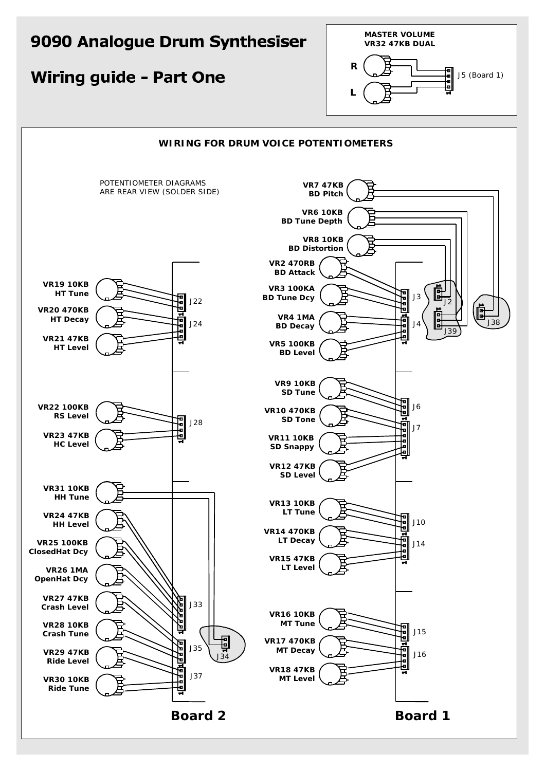# 9090 Analogue Drum Synthesiser

## Wiring guide - Part One

**MASTER VOLUME**
**VR32 47KB DUAL**

R

L

J5 (Board 1)

### WIRING FOR DRUM VOICE POTENTIOMETERS

POTENTIOMETER DIAGRAMS ARE REAR VIEW (SOLDER SIDE)

**VR19 10KB**
**HT Tune**

**VR20 470KB**
**HT Decay**

**VR21 47KB**
**HT Level**

J22

J24

**VR22 100KB**
**RS Level**

**VR23 47KB**
**HC Level**

J28

**VR31 10KB**
**HH Tune**

**VR24 47KB**
**HH Level**

**VR25 100KB**
**ClosedHat Dcy**

**VR26 1MA**
**OpenHat Dcy**

**VR27 47KB**
**Crash Level**

**VR28 10KB**
**Crash Tune**

**VR29 47KB**
**Ride Level**

**VR30 10KB**
**Ride Tune**

J33

J34

J35

J37

**Board 2**

**VR7 47KB**
**BD Pitch**

**VR6 10KB**
**BD Tune Depth**

**VR8 10KB**
**BD Distortion**

**VR2 470RB**
**BD Attack**

**VR3 100KA**
**BD Tune Dcy**

**VR4 1MA**
**BD Decay**

**VR5 100KB**
**BD Level**

J3

J4

J2

J39

J38

**VR9 10KB**
**SD Tune**

**VR10 470KB**
**SD Tone**

**VR11 10KB**
**SD Snappy**

**VR12 47KB**
**SD Level**

J6

J7

**VR13 10KB**
**LT Tune**

**VR14 470KB**
**LT Decay**

**VR15 47KB**
**LT Level**

J10

J14

**VR16 10KB**
**MT Tune**

**VR17 470KB**
**MT Decay**

**VR18 47KB**
**MT Level**

J15

J16

**Board 1**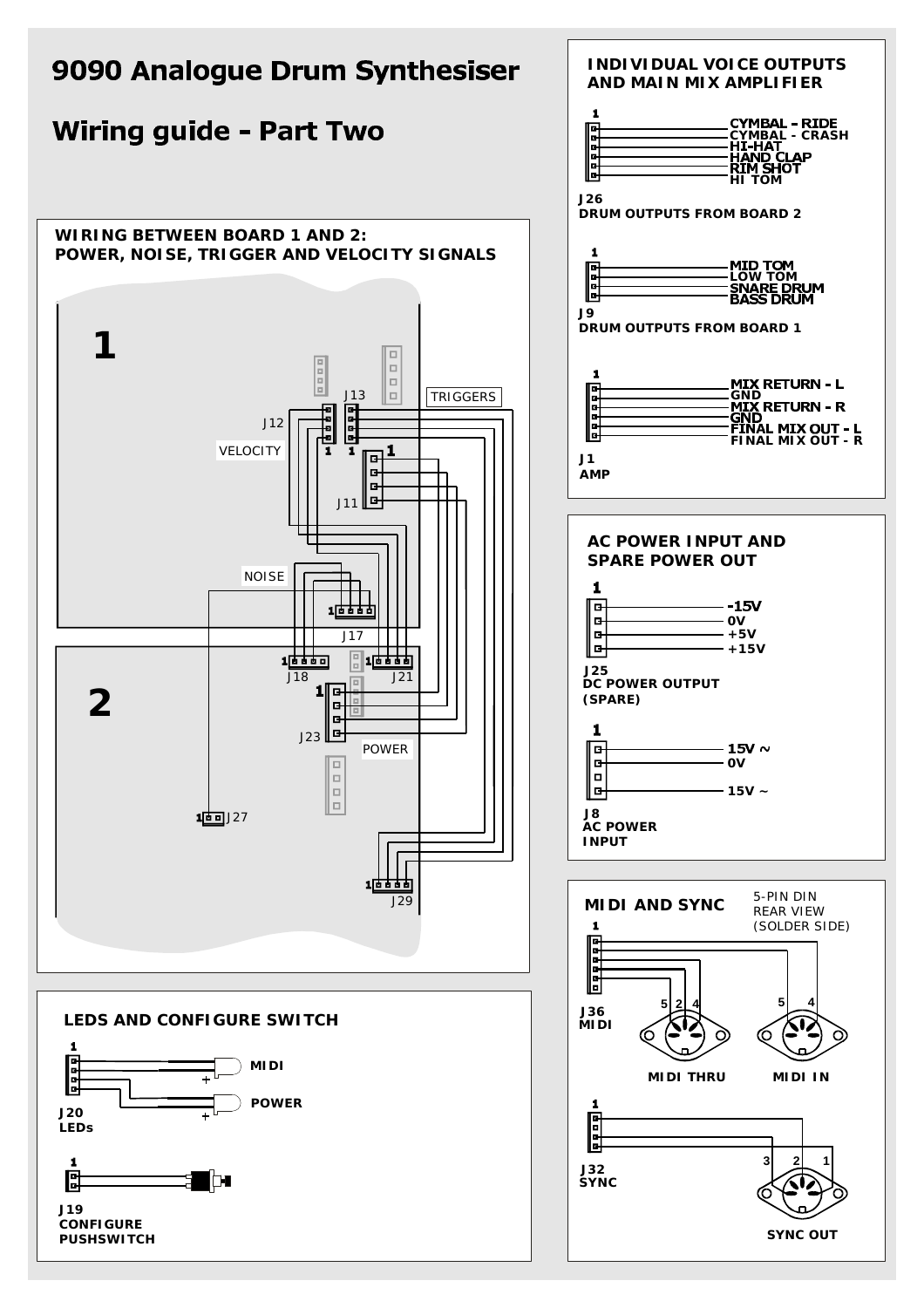# 9090 Analogue Drum Synthesiser

## Wiring guide - Part Two

### WIRING BETWEEN BOARD 1 AND 2: POWER, NOISE, TRIGGER AND VELOCITY SIGNALS

1

J13

TRIGGERS

J12

VELOCITY

1 1

1

J11

NOISE

1

J17

2

1

J18

1

J21

1

J23

POWER

1 J27

1

J29

### INDIVIDUAL VOICE OUTPUTS AND MAIN MIX AMPLIFIER

1

CYMBAL - RIDE
CYMBAL - CRASH
HI-HAT
HAND CLAP
RIM SHOT
HI TOM

J26
DRUM OUTPUTS FROM BOARD 2

1

MID TOM
LOW TOM
SNARE DRUM
BASS DRUM

J9
DRUM OUTPUTS FROM BOARD 1

1

MIX RETURN - L
GND
MIX RETURN - R
GND
FINAL MIX OUT - L
FINAL MIX OUT - R

J1
AMP

### AC POWER INPUT AND SPARE POWER OUT

1

-15V
0V
+5V
+15V

J25
DC POWER OUTPUT (SPARE)

1

15V ~
0V
15V ~

J8
AC POWER INPUT

### LEDS AND CONFIGURE SWITCH

1

MIDI

POWER

J20
LEDs

1

J19
CONFIGURE PUSHSWITCH

### MIDI AND SYNC

5-PIN DIN
REAR VIEW
(SOLDER SIDE)

1

J36
MIDI

5 2 4

MIDI THRU

5 4

MIDI IN

1

J32
SYNC

3 2 1

SYNC OUT